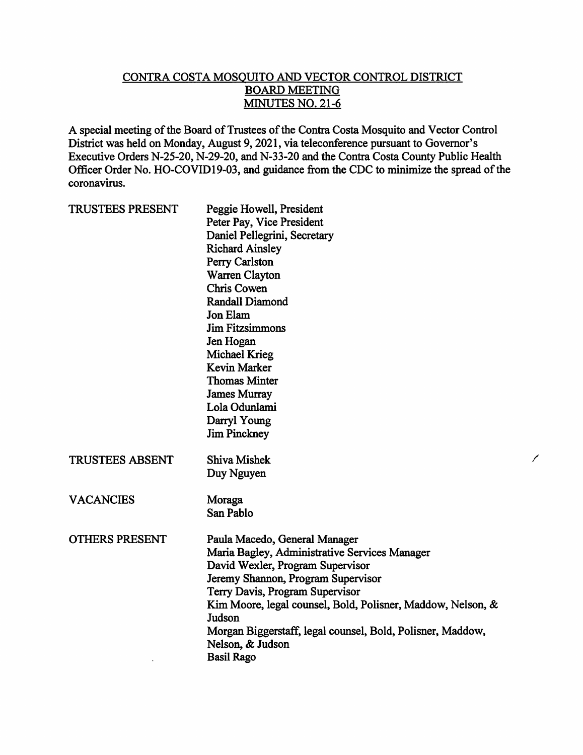# CONTRA COSTA MOSQUITO AND VECTOR CONTROL DISTRICT
## BOARD MEETING
## MINUTES NO. 21-6

A special meeting of the Board of Trustees of the Contra Costa Mosquito and Vector Control District was held on Monday, August 9, 2021, via teleconference pursuant to Governor's Executive Orders N-25-20, N-29-20, and N-33-20 and the Contra Costa County Public Health Officer Order No. HO-COVID19-03, and guidance from the CDC to minimize the spread of the coronavirus.

| | |
|---|---|
| TRUSTEES PRESENT | Peggie Howell, President<br>Peter Pay, Vice President<br>Daniel Pellegrini, Secretary<br>Richard Ainsley<br>Perry Carlston<br>Warren Clayton<br>Chris Cowen<br>Randall Diamond<br>Jon Elam<br>Jim Fitzsimmons<br>Jen Hogan<br>Michael Krieg<br>Kevin Marker<br>Thomas Minter<br>James Murray<br>Lola Odunlami<br>Darryl Young<br>Jim Pinckney |
| TRUSTEES ABSENT | Shiva Mishek<br>Duy Nguyen |
| VACANCIES | Moraga<br>San Pablo |
| OTHERS PRESENT | Paula Macedo, General Manager<br>Maria Bagley, Administrative Services Manager<br>David Wexler, Program Supervisor<br>Jeremy Shannon, Program Supervisor<br>Terry Davis, Program Supervisor<br>Kim Moore, legal counsel, Bold, Polisner, Maddow, Nelson, & Judson<br>Morgan Biggerstaff, legal counsel, Bold, Polisner, Maddow, Nelson, & Judson<br>Basil Rago |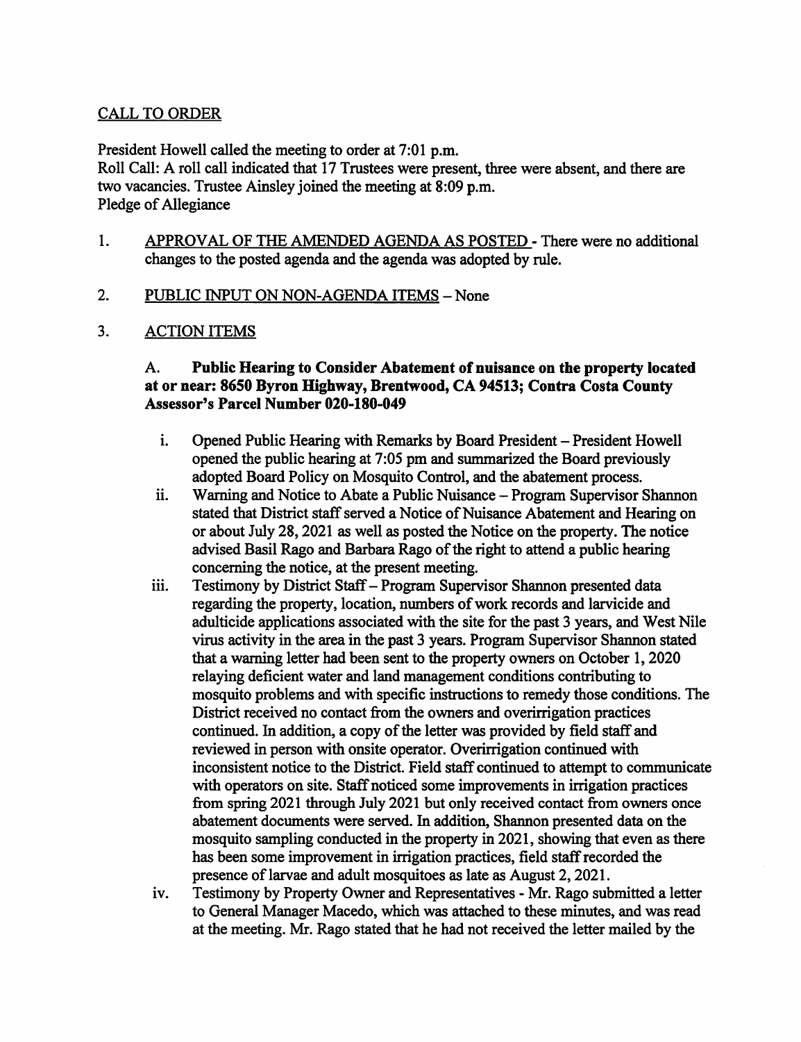## CALL TO ORDER

President Howell called the meeting to order at 7:01 p.m.
Roll Call: A roll call indicated that 17 Trustees were present, three were absent, and there are two vacancies. Trustee Ainsley joined the meeting at 8:09 p.m.
Pledge of Allegiance

1. APPROVAL OF THE AMENDED AGENDA AS POSTED - There were no additional changes to the posted agenda and the agenda was adopted by rule.

2. PUBLIC INPUT ON NON-AGENDA ITEMS – None

3. ACTION ITEMS

   **A. Public Hearing to Consider Abatement of nuisance on the property located at or near: 8650 Byron Highway, Brentwood, CA 94513; Contra Costa County Assessor's Parcel Number 020-180-049**

   i. Opened Public Hearing with Remarks by Board President – President Howell opened the public hearing at 7:05 pm and summarized the Board previously adopted Board Policy on Mosquito Control, and the abatement process.

   ii. Warning and Notice to Abate a Public Nuisance – Program Supervisor Shannon stated that District staff served a Notice of Nuisance Abatement and Hearing on or about July 28, 2021 as well as posted the Notice on the property. The notice advised Basil Rago and Barbara Rago of the right to attend a public hearing concerning the notice, at the present meeting.

   iii. Testimony by District Staff – Program Supervisor Shannon presented data regarding the property, location, numbers of work records and larvicide and adulticide applications associated with the site for the past 3 years, and West Nile virus activity in the area in the past 3 years. Program Supervisor Shannon stated that a warning letter had been sent to the property owners on October 1, 2020 relaying deficient water and land management conditions contributing to mosquito problems and with specific instructions to remedy those conditions. The District received no contact from the owners and overirrigation practices continued. In addition, a copy of the letter was provided by field staff and reviewed in person with onsite operator. Overirrigation continued with inconsistent notice to the District. Field staff continued to attempt to communicate with operators on site. Staff noticed some improvements in irrigation practices from spring 2021 through July 2021 but only received contact from owners once abatement documents were served. In addition, Shannon presented data on the mosquito sampling conducted in the property in 2021, showing that even as there has been some improvement in irrigation practices, field staff recorded the presence of larvae and adult mosquitoes as late as August 2, 2021.

   iv. Testimony by Property Owner and Representatives - Mr. Rago submitted a letter to General Manager Macedo, which was attached to these minutes, and was read at the meeting. Mr. Rago stated that he had not received the letter mailed by the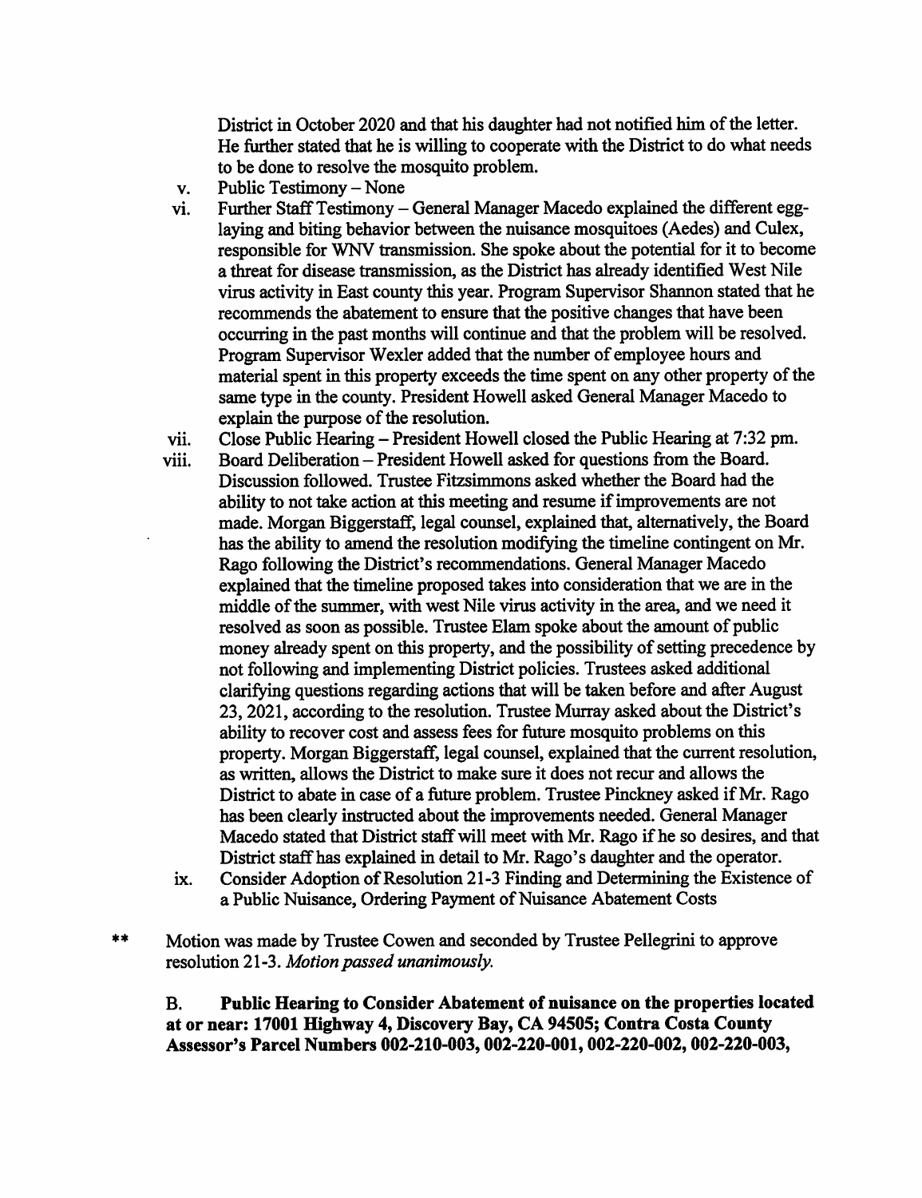District in October 2020 and that his daughter had not notified him of the letter. He further stated that he is willing to cooperate with the District to do what needs to be done to resolve the mosquito problem.

v. Public Testimony – None

vi. Further Staff Testimony – General Manager Macedo explained the different egg-laying and biting behavior between the nuisance mosquitoes (Aedes) and Culex, responsible for WNV transmission. She spoke about the potential for it to become a threat for disease transmission, as the District has already identified West Nile virus activity in East county this year. Program Supervisor Shannon stated that he recommends the abatement to ensure that the positive changes that have been occurring in the past months will continue and that the problem will be resolved. Program Supervisor Wexler added that the number of employee hours and material spent in this property exceeds the time spent on any other property of the same type in the county. President Howell asked General Manager Macedo to explain the purpose of the resolution.

vii. Close Public Hearing – President Howell closed the Public Hearing at 7:32 pm.

viii. Board Deliberation – President Howell asked for questions from the Board. Discussion followed. Trustee Fitzsimmons asked whether the Board had the ability to not take action at this meeting and resume if improvements are not made. Morgan Biggerstaff, legal counsel, explained that, alternatively, the Board has the ability to amend the resolution modifying the timeline contingent on Mr. Rago following the District's recommendations. General Manager Macedo explained that the timeline proposed takes into consideration that we are in the middle of the summer, with west Nile virus activity in the area, and we need it resolved as soon as possible. Trustee Elam spoke about the amount of public money already spent on this property, and the possibility of setting precedence by not following and implementing District policies. Trustees asked additional clarifying questions regarding actions that will be taken before and after August 23, 2021, according to the resolution. Trustee Murray asked about the District's ability to recover cost and assess fees for future mosquito problems on this property. Morgan Biggerstaff, legal counsel, explained that the current resolution, as written, allows the District to make sure it does not recur and allows the District to abate in case of a future problem. Trustee Pinckney asked if Mr. Rago has been clearly instructed about the improvements needed. General Manager Macedo stated that District staff will meet with Mr. Rago if he so desires, and that District staff has explained in detail to Mr. Rago's daughter and the operator.

ix. Consider Adoption of Resolution 21-3 Finding and Determining the Existence of a Public Nuisance, Ordering Payment of Nuisance Abatement Costs

** Motion was made by Trustee Cowen and seconded by Trustee Pellegrini to approve resolution 21-3. *Motion passed unanimously.*

**B. Public Hearing to Consider Abatement of nuisance on the properties located at or near: 17001 Highway 4, Discovery Bay, CA 94505; Contra Costa County Assessor's Parcel Numbers 002-210-003, 002-220-001, 002-220-002, 002-220-003,**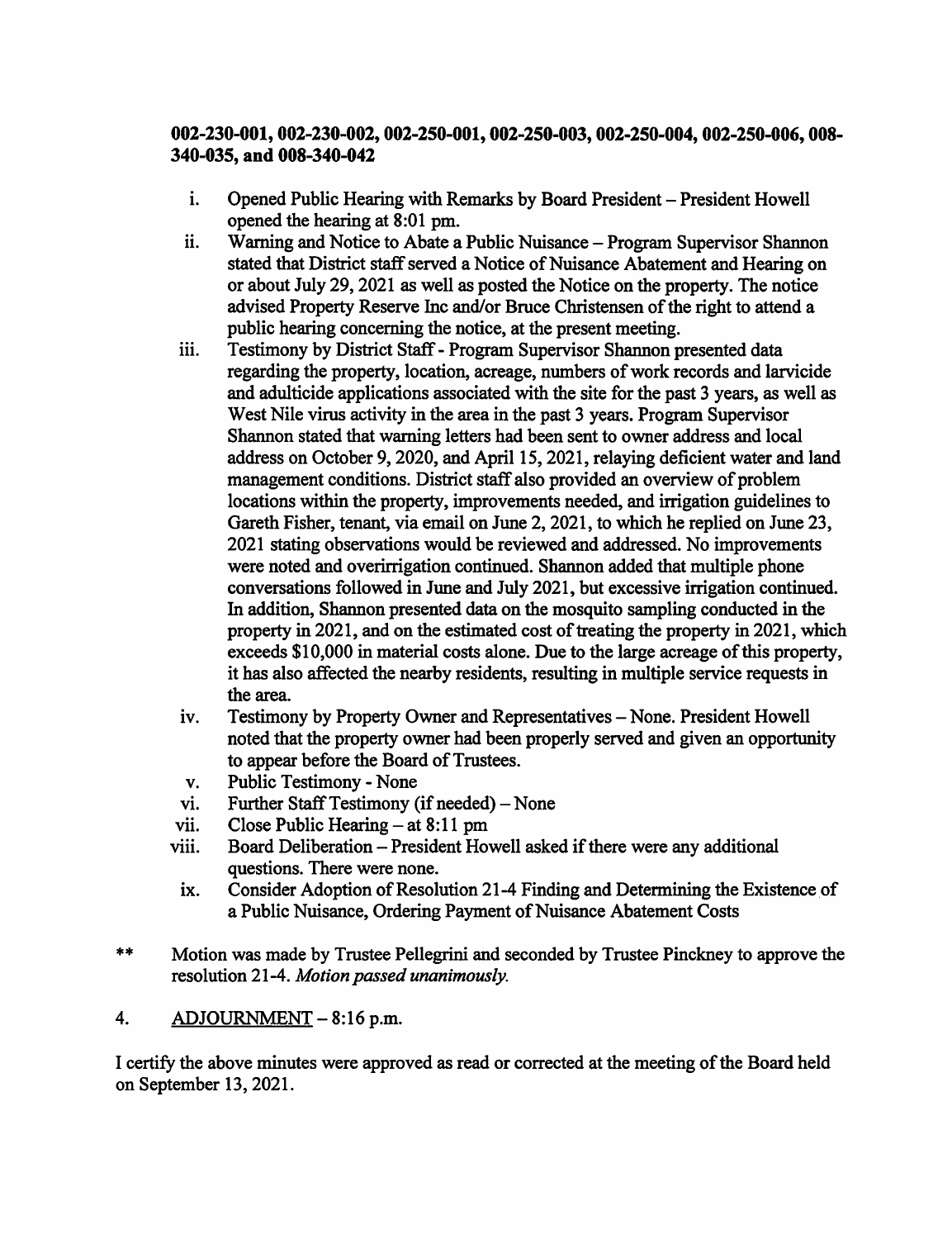**002-230-001, 002-230-002, 002-250-001, 002-250-003, 002-250-004, 002-250-006, 008-340-035, and 008-340-042**

i. Opened Public Hearing with Remarks by Board President – President Howell opened the hearing at 8:01 pm.

ii. Warning and Notice to Abate a Public Nuisance – Program Supervisor Shannon stated that District staff served a Notice of Nuisance Abatement and Hearing on or about July 29, 2021 as well as posted the Notice on the property. The notice advised Property Reserve Inc and/or Bruce Christensen of the right to attend a public hearing concerning the notice, at the present meeting.

iii. Testimony by District Staff - Program Supervisor Shannon presented data regarding the property, location, acreage, numbers of work records and larvicide and adulticide applications associated with the site for the past 3 years, as well as West Nile virus activity in the area in the past 3 years. Program Supervisor Shannon stated that warning letters had been sent to owner address and local address on October 9, 2020, and April 15, 2021, relaying deficient water and land management conditions. District staff also provided an overview of problem locations within the property, improvements needed, and irrigation guidelines to Gareth Fisher, tenant, via email on June 2, 2021, to which he replied on June 23, 2021 stating observations would be reviewed and addressed. No improvements were noted and overirrigation continued. Shannon added that multiple phone conversations followed in June and July 2021, but excessive irrigation continued. In addition, Shannon presented data on the mosquito sampling conducted in the property in 2021, and on the estimated cost of treating the property in 2021, which exceeds $10,000 in material costs alone. Due to the large acreage of this property, it has also affected the nearby residents, resulting in multiple service requests in the area.

iv. Testimony by Property Owner and Representatives – None. President Howell noted that the property owner had been properly served and given an opportunity to appear before the Board of Trustees.

v. Public Testimony - None

vi. Further Staff Testimony (if needed) – None

vii. Close Public Hearing – at 8:11 pm

viii. Board Deliberation – President Howell asked if there were any additional questions. There were none.

ix. Consider Adoption of Resolution 21-4 Finding and Determining the Existence of a Public Nuisance, Ordering Payment of Nuisance Abatement Costs

** Motion was made by Trustee Pellegrini and seconded by Trustee Pinckney to approve the resolution 21-4. *Motion passed unanimously.*

4. ADJOURNMENT – 8:16 p.m.

I certify the above minutes were approved as read or corrected at the meeting of the Board held on September 13, 2021.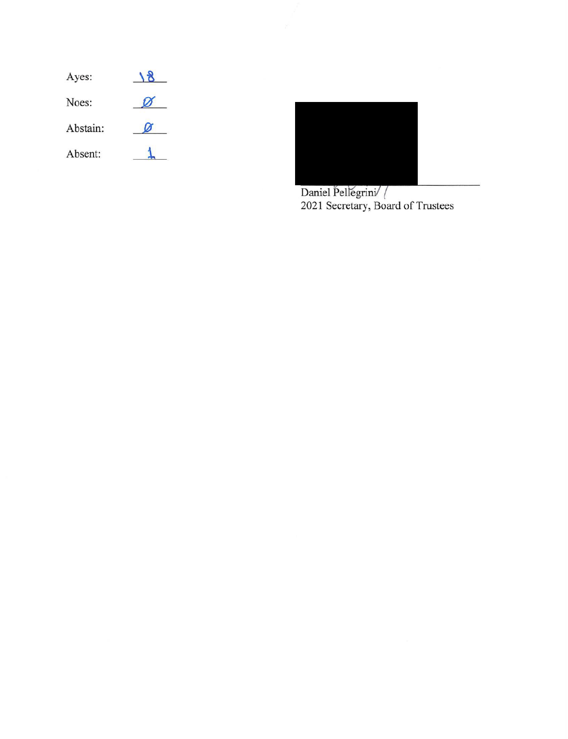Ayes: 18

Noes: Ø

Abstain: Ø

Absent: 1

Daniel Pellegrini
2021 Secretary, Board of Trustees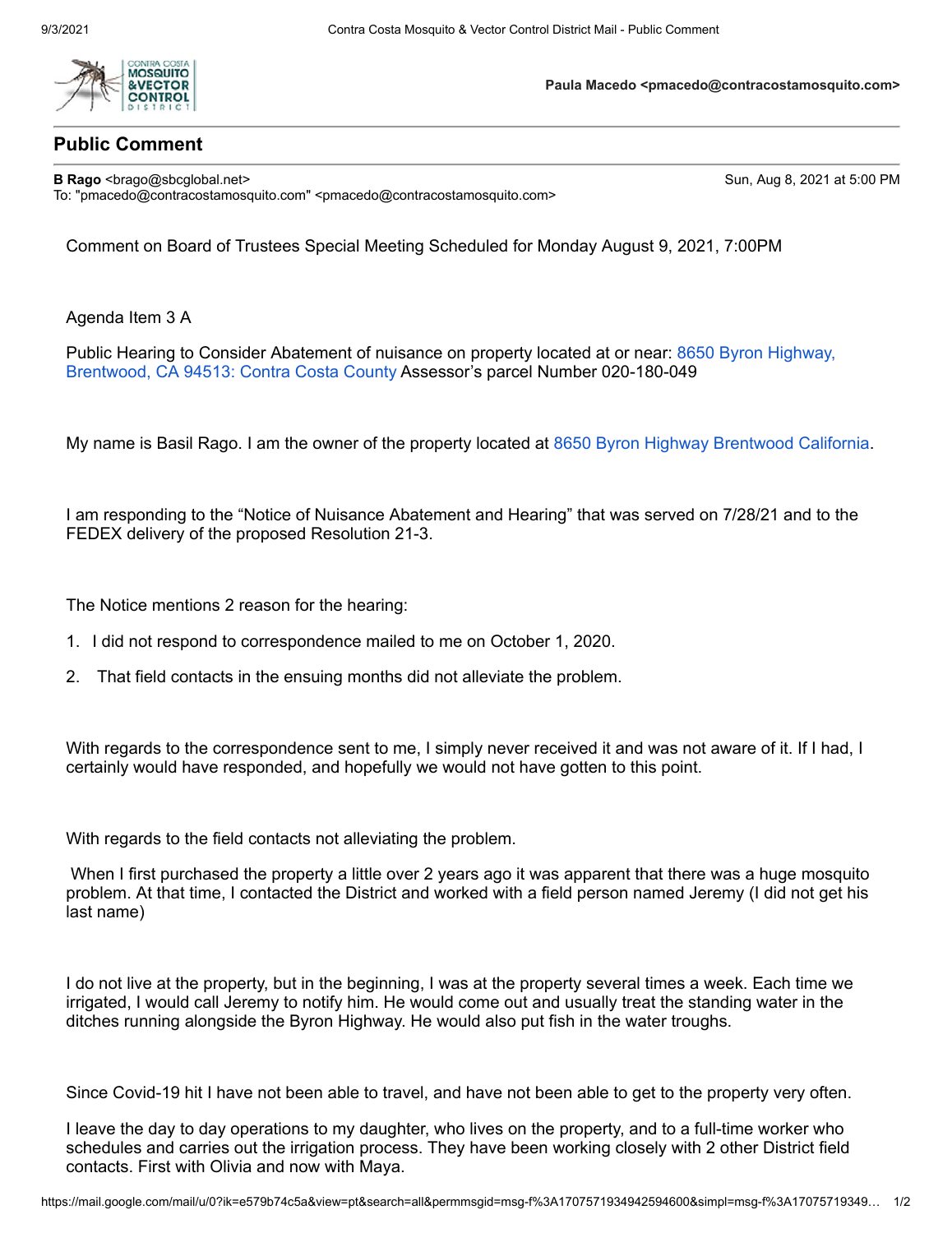**Paula Macedo <pmacedo@contracostamosquito.com>**

## Public Comment

**B Rago** <brago@sbcglobal.net> Sun, Aug 8, 2021 at 5:00 PM
To: "pmacedo@contracostamosquito.com" <pmacedo@contracostamosquito.com>

Comment on Board of Trustees Special Meeting Scheduled for Monday August 9, 2021, 7:00PM

Agenda Item 3 A

Public Hearing to Consider Abatement of nuisance on property located at or near: 8650 Byron Highway, Brentwood, CA 94513: Contra Costa County Assessor's parcel Number 020-180-049

My name is Basil Rago. I am the owner of the property located at 8650 Byron Highway Brentwood California.

I am responding to the "Notice of Nuisance Abatement and Hearing" that was served on 7/28/21 and to the FEDEX delivery of the proposed Resolution 21-3.

The Notice mentions 2 reason for the hearing:

1. I did not respond to correspondence mailed to me on October 1, 2020.
2. That field contacts in the ensuing months did not alleviate the problem.

With regards to the correspondence sent to me, I simply never received it and was not aware of it. If I had, I certainly would have responded, and hopefully we would not have gotten to this point.

With regards to the field contacts not alleviating the problem.

When I first purchased the property a little over 2 years ago it was apparent that there was a huge mosquito problem. At that time, I contacted the District and worked with a field person named Jeremy (I did not get his last name)

I do not live at the property, but in the beginning, I was at the property several times a week. Each time we irrigated, I would call Jeremy to notify him. He would come out and usually treat the standing water in the ditches running alongside the Byron Highway. He would also put fish in the water troughs.

Since Covid-19 hit I have not been able to travel, and have not been able to get to the property very often.

I leave the day to day operations to my daughter, who lives on the property, and to a full-time worker who schedules and carries out the irrigation process. They have been working closely with 2 other District field contacts. First with Olivia and now with Maya.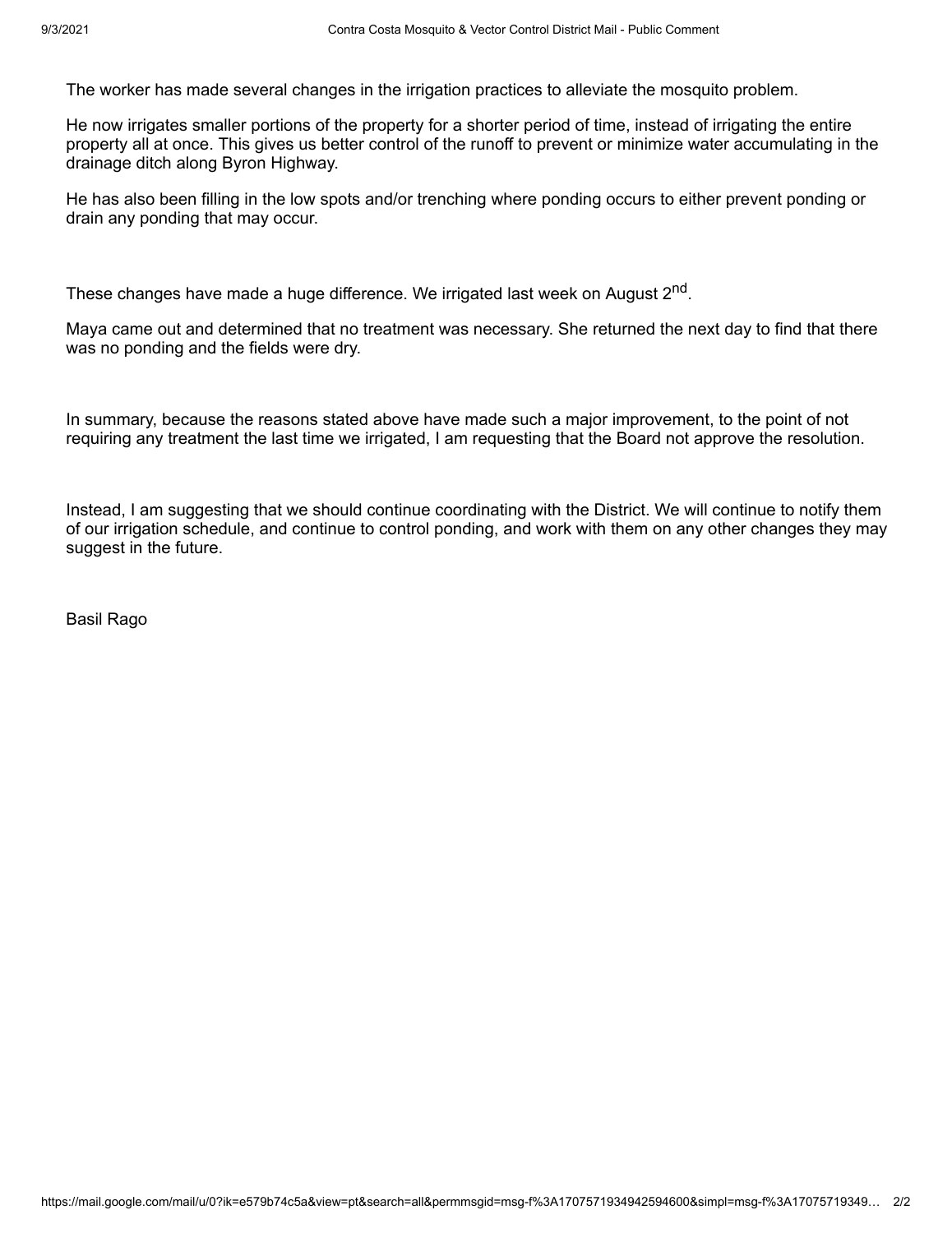The worker has made several changes in the irrigation practices to alleviate the mosquito problem.

He now irrigates smaller portions of the property for a shorter period of time, instead of irrigating the entire property all at once. This gives us better control of the runoff to prevent or minimize water accumulating in the drainage ditch along Byron Highway.

He has also been filling in the low spots and/or trenching where ponding occurs to either prevent ponding or drain any ponding that may occur.

These changes have made a huge difference. We irrigated last week on August 2nd.

Maya came out and determined that no treatment was necessary. She returned the next day to find that there was no ponding and the fields were dry.

In summary, because the reasons stated above have made such a major improvement, to the point of not requiring any treatment the last time we irrigated, I am requesting that the Board not approve the resolution.

Instead, I am suggesting that we should continue coordinating with the District. We will continue to notify them of our irrigation schedule, and continue to control ponding, and work with them on any other changes they may suggest in the future.

Basil Rago